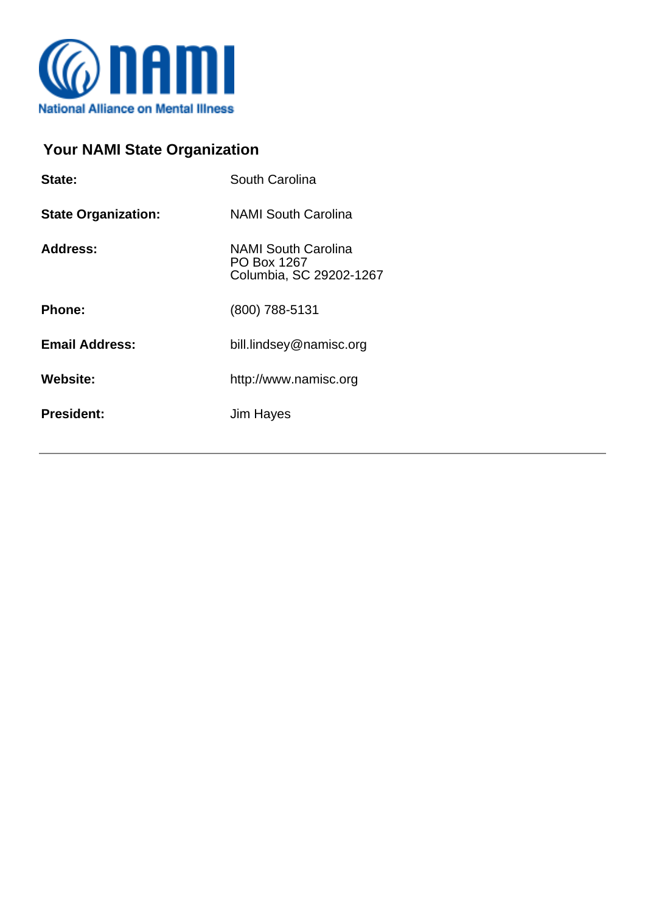National Alliance on Mental Illness

## Your NAMI State Organization

| | |
|---|---|
| **State:** | South Carolina |
| **State Organization:** | NAMI South Carolina |
| **Address:** | NAMI South Carolina<br>PO Box 1267<br>Columbia, SC 29202-1267 |
| **Phone:** | (800) 788-5131 |
| **Email Address:** | bill.lindsey@namisc.org |
| **Website:** | http://www.namisc.org |
| **President:** | Jim Hayes |

---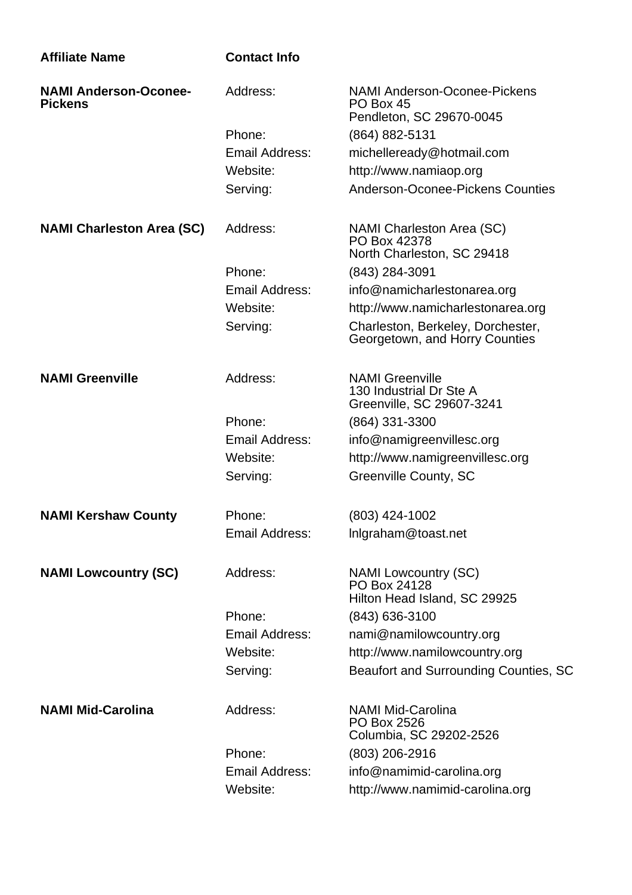| Affiliate Name | Contact Info | |
|---|---|---|
| **NAMI Anderson-Oconee-Pickens** | Address: | NAMI Anderson-Oconee-Pickens<br>PO Box 45<br>Pendleton, SC 29670-0045 |
| | Phone: | (864) 882-5131 |
| | Email Address: | michelleready@hotmail.com |
| | Website: | http://www.namiaop.org |
| | Serving: | Anderson-Oconee-Pickens Counties |
| **NAMI Charleston Area (SC)** | Address: | NAMI Charleston Area (SC)<br>PO Box 42378<br>North Charleston, SC 29418 |
| | Phone: | (843) 284-3091 |
| | Email Address: | info@namicharlestonarea.org |
| | Website: | http://www.namicharlestonarea.org |
| | Serving: | Charleston, Berkeley, Dorchester, Georgetown, and Horry Counties |
| **NAMI Greenville** | Address: | NAMI Greenville<br>130 Industrial Dr Ste A<br>Greenville, SC 29607-3241 |
| | Phone: | (864) 331-3300 |
| | Email Address: | info@namigreenvillesc.org |
| | Website: | http://www.namigreenvillesc.org |
| | Serving: | Greenville County, SC |
| **NAMI Kershaw County** | Phone: | (803) 424-1002 |
| | Email Address: | lnlgraham@toast.net |
| **NAMI Lowcountry (SC)** | Address: | NAMI Lowcountry (SC)<br>PO Box 24128<br>Hilton Head Island, SC 29925 |
| | Phone: | (843) 636-3100 |
| | Email Address: | nami@namilowcountry.org |
| | Website: | http://www.namilowcountry.org |
| | Serving: | Beaufort and Surrounding Counties, SC |
| **NAMI Mid-Carolina** | Address: | NAMI Mid-Carolina<br>PO Box 2526<br>Columbia, SC 29202-2526 |
| | Phone: | (803) 206-2916 |
| | Email Address: | info@namimid-carolina.org |
| | Website: | http://www.namimid-carolina.org |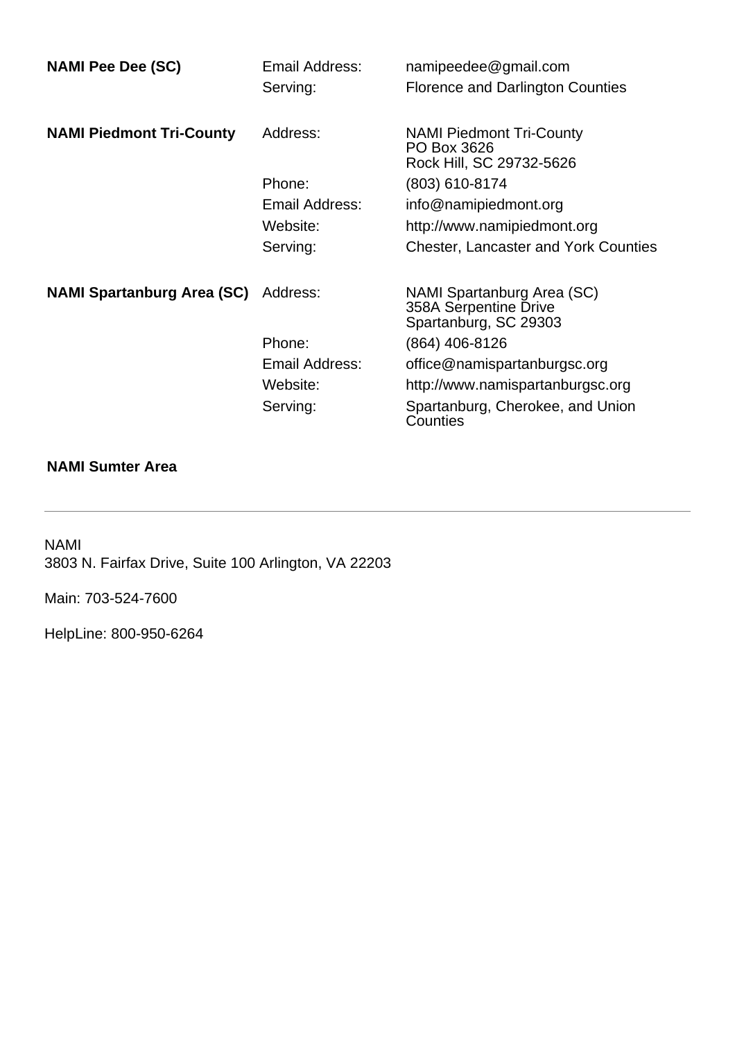| | | |
|---|---|---|
| **NAMI Pee Dee (SC)** | Email Address: | namipeedee@gmail.com |
| | Serving: | Florence and Darlington Counties |
| **NAMI Piedmont Tri-County** | Address: | NAMI Piedmont Tri-County<br>PO Box 3626<br>Rock Hill, SC 29732-5626 |
| | Phone: | (803) 610-8174 |
| | Email Address: | info@namipiedmont.org |
| | Website: | http://www.namipiedmont.org |
| | Serving: | Chester, Lancaster and York Counties |
| **NAMI Spartanburg Area (SC)** | Address: | NAMI Spartanburg Area (SC)<br>358A Serpentine Drive<br>Spartanburg, SC 29303 |
| | Phone: | (864) 406-8126 |
| | Email Address: | office@namispartanburgsc.org |
| | Website: | http://www.namispartanburgsc.org |
| | Serving: | Spartanburg, Cherokee, and Union Counties |
| **NAMI Sumter Area** | | |

---

NAMI
3803 N. Fairfax Drive, Suite 100 Arlington, VA 22203

Main: 703-524-7600

HelpLine: 800-950-6264